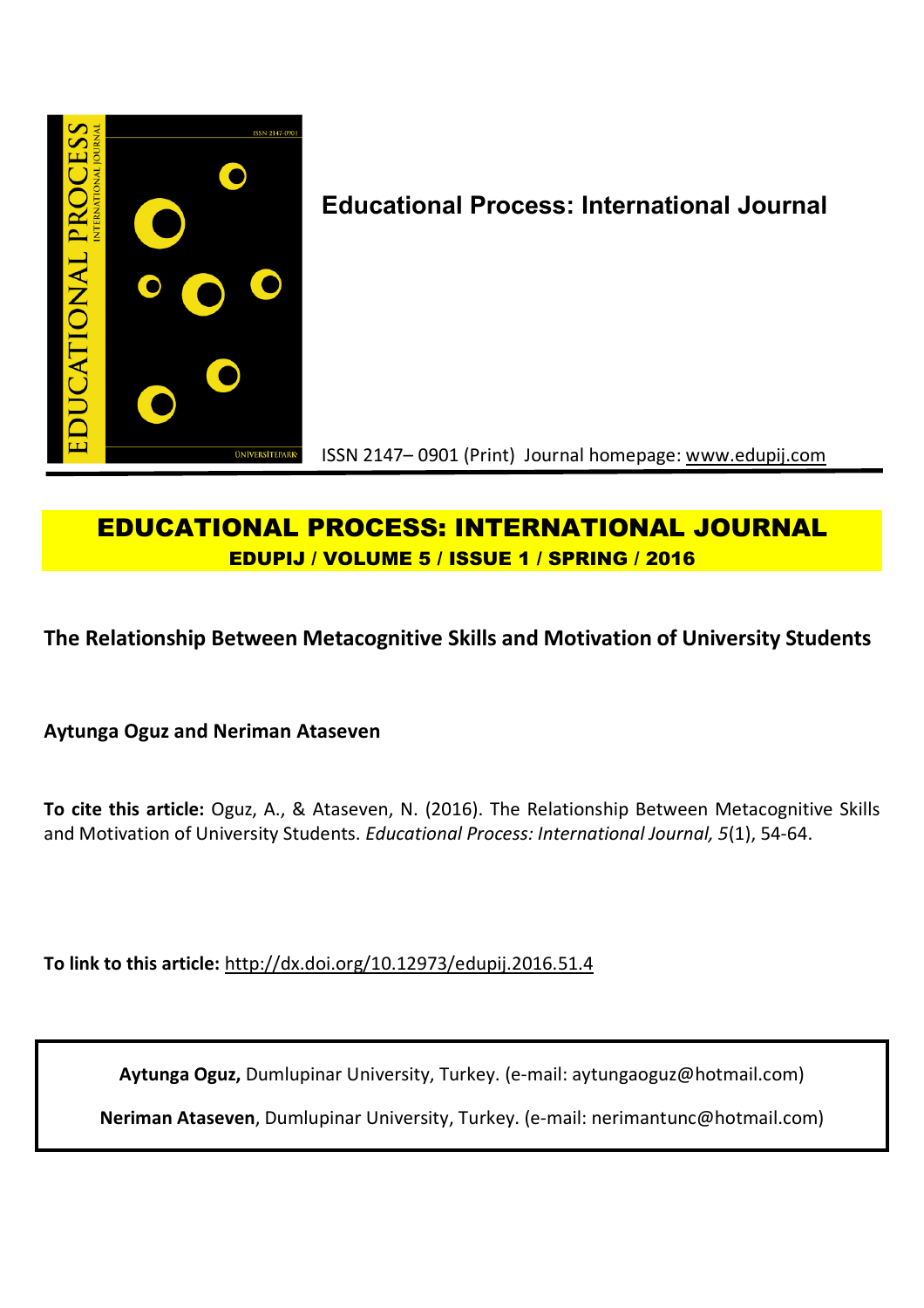**Educational Process: International Journal**

ISSN 2147– 0901 (Print) Journal homepage: www.edupij.com

# EDUCATIONAL PROCESS: INTERNATIONAL JOURNAL

**EDUPIJ / VOLUME 5 / ISSUE 1 / SPRING / 2016**

## The Relationship Between Metacognitive Skills and Motivation of University Students

**Aytunga Oguz and Neriman Ataseven**

**To cite this article:** Oguz, A., & Ataseven, N. (2016). The Relationship Between Metacognitive Skills and Motivation of University Students. *Educational Process: International Journal, 5*(1), 54-64.

**To link to this article:** http://dx.doi.org/10.12973/edupij.2016.51.4

**Aytunga Oguz,** Dumlupinar University, Turkey. (e-mail: aytungaoguz@hotmail.com)

**Neriman Ataseven**, Dumlupinar University, Turkey. (e-mail: nerimantunc@hotmail.com)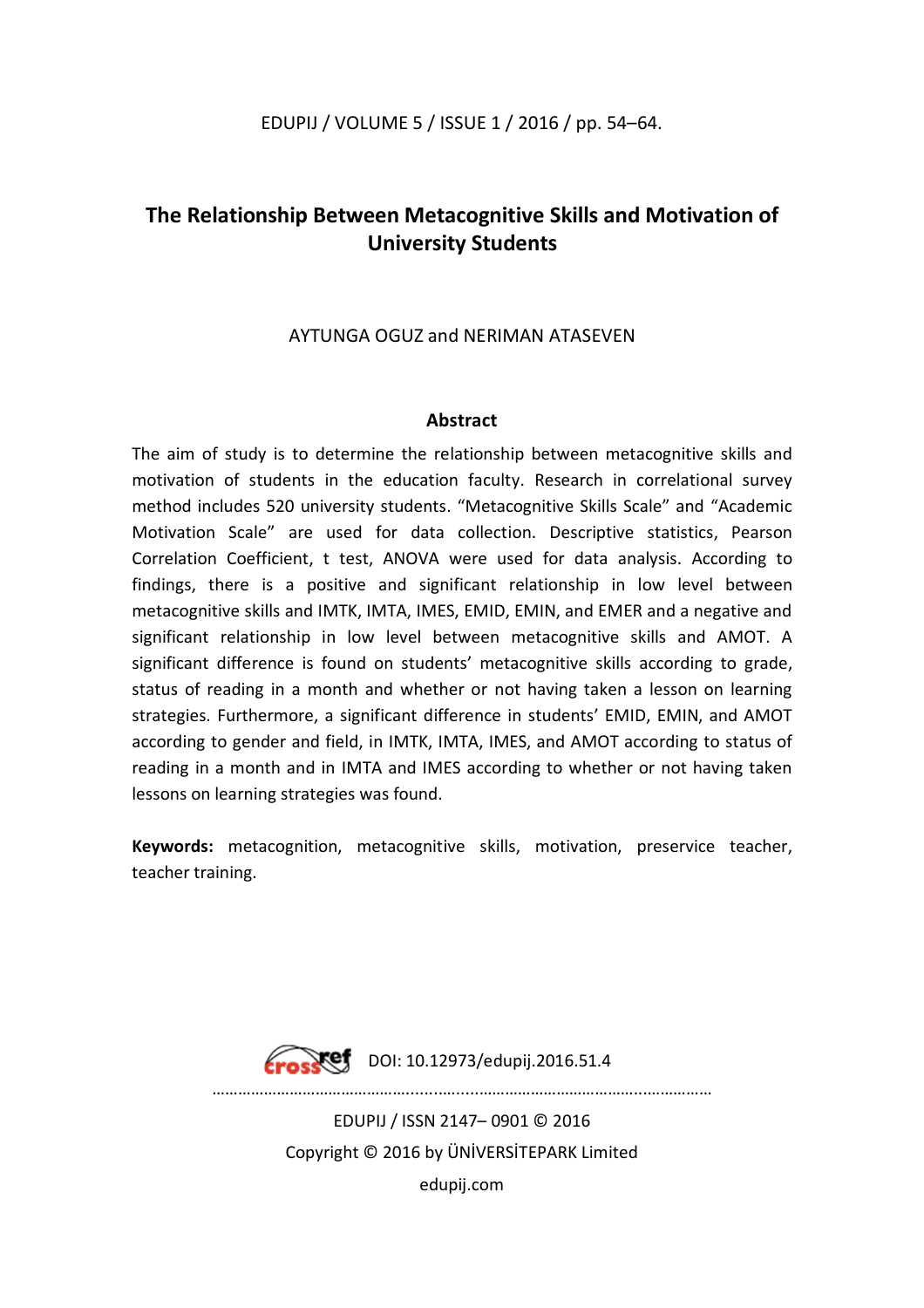# The Relationship Between Metacognitive Skills and Motivation of University Students

AYTUNGA OGUZ and NERIMAN ATASEVEN

## Abstract

The aim of study is to determine the relationship between metacognitive skills and motivation of students in the education faculty. Research in correlational survey method includes 520 university students. "Metacognitive Skills Scale" and "Academic Motivation Scale" are used for data collection. Descriptive statistics, Pearson Correlation Coefficient, t test, ANOVA were used for data analysis. According to findings, there is a positive and significant relationship in low level between metacognitive skills and IMTK, IMTA, IMES, EMID, EMIN, and EMER and a negative and significant relationship in low level between metacognitive skills and AMOT. A significant difference is found on students' metacognitive skills according to grade, status of reading in a month and whether or not having taken a lesson on learning strategies. Furthermore, a significant difference in students' EMID, EMIN, and AMOT according to gender and field, in IMTK, IMTA, IMES, and AMOT according to status of reading in a month and in IMTA and IMES according to whether or not having taken lessons on learning strategies was found.

**Keywords:** metacognition, metacognitive skills, motivation, preservice teacher, teacher training.

DOI: 10.12973/edupij.2016.51.4

EDUPIJ / ISSN 2147– 0901 © 2016

Copyright © 2016 by ÜNİVERSİTEPARK Limited

edupij.com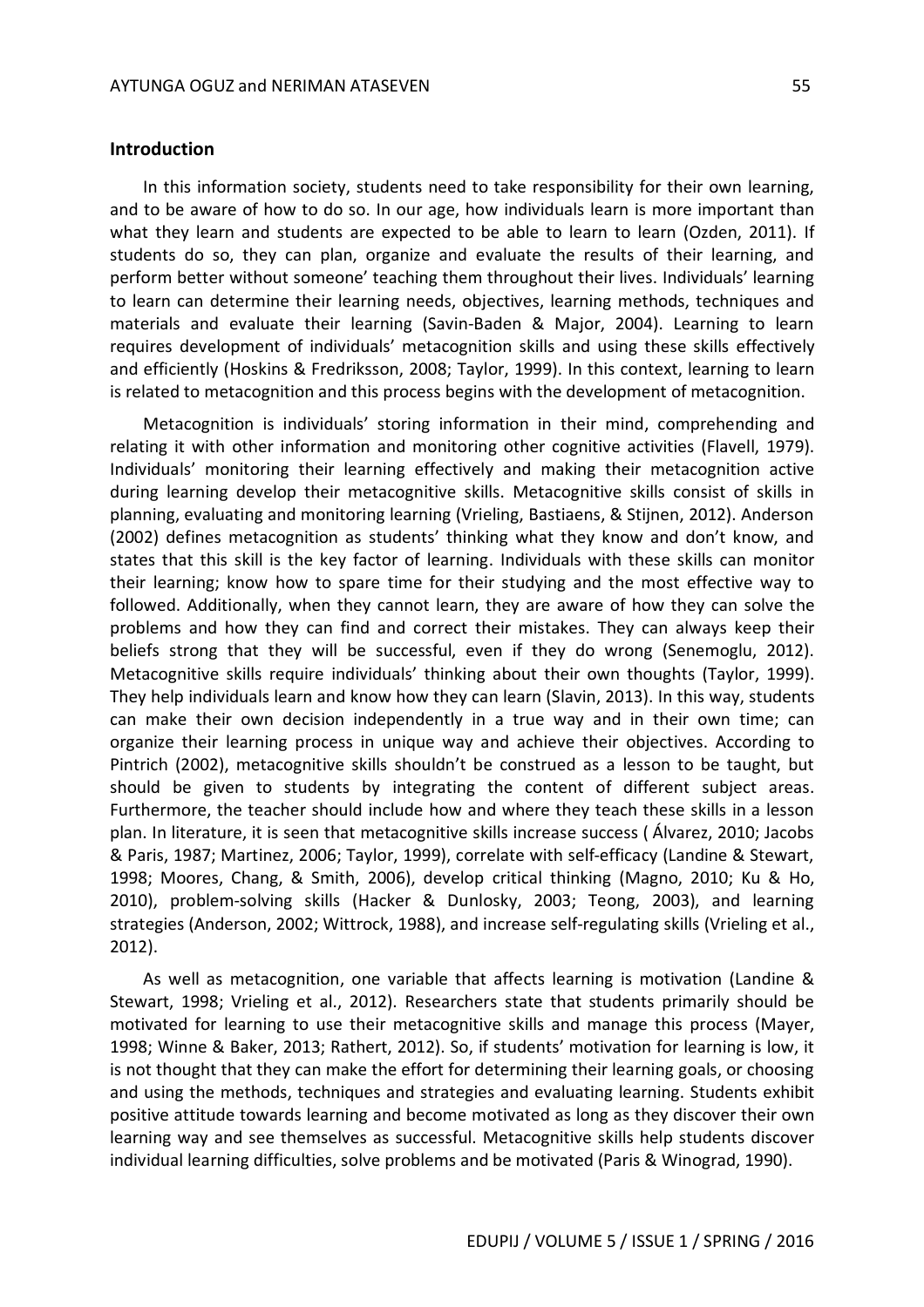## Introduction

In this information society, students need to take responsibility for their own learning, and to be aware of how to do so. In our age, how individuals learn is more important than what they learn and students are expected to be able to learn to learn (Ozden, 2011). If students do so, they can plan, organize and evaluate the results of their learning, and perform better without someone' teaching them throughout their lives. Individuals' learning to learn can determine their learning needs, objectives, learning methods, techniques and materials and evaluate their learning (Savin-Baden & Major, 2004). Learning to learn requires development of individuals' metacognition skills and using these skills effectively and efficiently (Hoskins & Fredriksson, 2008; Taylor, 1999). In this context, learning to learn is related to metacognition and this process begins with the development of metacognition.

Metacognition is individuals' storing information in their mind, comprehending and relating it with other information and monitoring other cognitive activities (Flavell, 1979). Individuals' monitoring their learning effectively and making their metacognition active during learning develop their metacognitive skills. Metacognitive skills consist of skills in planning, evaluating and monitoring learning (Vrieling, Bastiaens, & Stijnen, 2012). Anderson (2002) defines metacognition as students' thinking what they know and don't know, and states that this skill is the key factor of learning. Individuals with these skills can monitor their learning; know how to spare time for their studying and the most effective way to followed. Additionally, when they cannot learn, they are aware of how they can solve the problems and how they can find and correct their mistakes. They can always keep their beliefs strong that they will be successful, even if they do wrong (Senemoglu, 2012). Metacognitive skills require individuals' thinking about their own thoughts (Taylor, 1999). They help individuals learn and know how they can learn (Slavin, 2013). In this way, students can make their own decision independently in a true way and in their own time; can organize their learning process in unique way and achieve their objectives. According to Pintrich (2002), metacognitive skills shouldn't be construed as a lesson to be taught, but should be given to students by integrating the content of different subject areas. Furthermore, the teacher should include how and where they teach these skills in a lesson plan. In literature, it is seen that metacognitive skills increase success ( Álvarez, 2010; Jacobs & Paris, 1987; Martinez, 2006; Taylor, 1999), correlate with self-efficacy (Landine & Stewart, 1998; Moores, Chang, & Smith, 2006), develop critical thinking (Magno, 2010; Ku & Ho, 2010), problem-solving skills (Hacker & Dunlosky, 2003; Teong, 2003), and learning strategies (Anderson, 2002; Wittrock, 1988), and increase self-regulating skills (Vrieling et al., 2012).

As well as metacognition, one variable that affects learning is motivation (Landine & Stewart, 1998; Vrieling et al., 2012). Researchers state that students primarily should be motivated for learning to use their metacognitive skills and manage this process (Mayer, 1998; Winne & Baker, 2013; Rathert, 2012). So, if students' motivation for learning is low, it is not thought that they can make the effort for determining their learning goals, or choosing and using the methods, techniques and strategies and evaluating learning. Students exhibit positive attitude towards learning and become motivated as long as they discover their own learning way and see themselves as successful. Metacognitive skills help students discover individual learning difficulties, solve problems and be motivated (Paris & Winograd, 1990).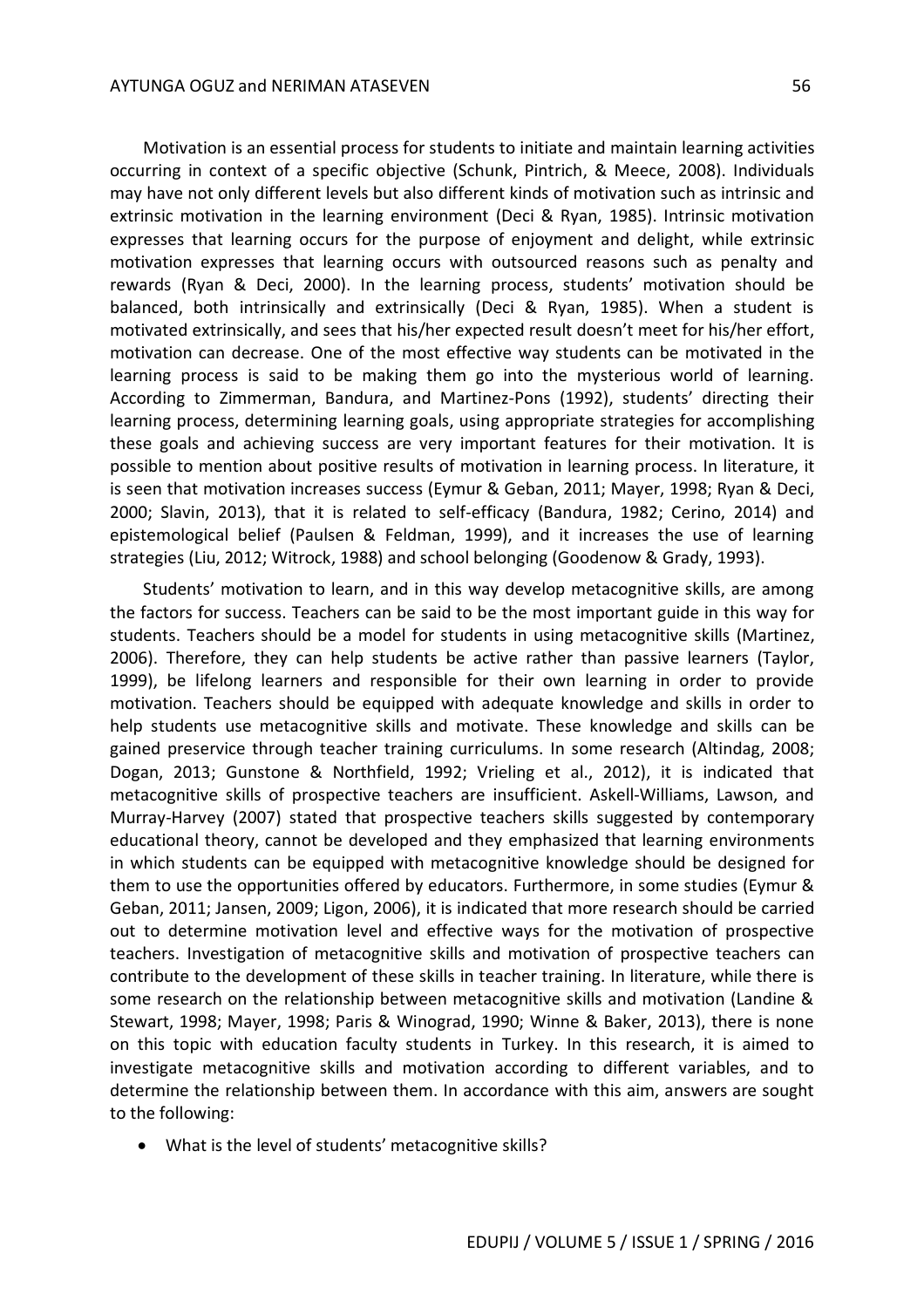Motivation is an essential process for students to initiate and maintain learning activities occurring in context of a specific objective (Schunk, Pintrich, & Meece, 2008). Individuals may have not only different levels but also different kinds of motivation such as intrinsic and extrinsic motivation in the learning environment (Deci & Ryan, 1985). Intrinsic motivation expresses that learning occurs for the purpose of enjoyment and delight, while extrinsic motivation expresses that learning occurs with outsourced reasons such as penalty and rewards (Ryan & Deci, 2000). In the learning process, students' motivation should be balanced, both intrinsically and extrinsically (Deci & Ryan, 1985). When a student is motivated extrinsically, and sees that his/her expected result doesn't meet for his/her effort, motivation can decrease. One of the most effective way students can be motivated in the learning process is said to be making them go into the mysterious world of learning. According to Zimmerman, Bandura, and Martinez-Pons (1992), students' directing their learning process, determining learning goals, using appropriate strategies for accomplishing these goals and achieving success are very important features for their motivation. It is possible to mention about positive results of motivation in learning process. In literature, it is seen that motivation increases success (Eymur & Geban, 2011; Mayer, 1998; Ryan & Deci, 2000; Slavin, 2013), that it is related to self-efficacy (Bandura, 1982; Cerino, 2014) and epistemological belief (Paulsen & Feldman, 1999), and it increases the use of learning strategies (Liu, 2012; Witrock, 1988) and school belonging (Goodenow & Grady, 1993).

Students' motivation to learn, and in this way develop metacognitive skills, are among the factors for success. Teachers can be said to be the most important guide in this way for students. Teachers should be a model for students in using metacognitive skills (Martinez, 2006). Therefore, they can help students be active rather than passive learners (Taylor, 1999), be lifelong learners and responsible for their own learning in order to provide motivation. Teachers should be equipped with adequate knowledge and skills in order to help students use metacognitive skills and motivate. These knowledge and skills can be gained preservice through teacher training curriculums. In some research (Altindag, 2008; Dogan, 2013; Gunstone & Northfield, 1992; Vrieling et al., 2012), it is indicated that metacognitive skills of prospective teachers are insufficient. Askell-Williams, Lawson, and Murray-Harvey (2007) stated that prospective teachers skills suggested by contemporary educational theory, cannot be developed and they emphasized that learning environments in which students can be equipped with metacognitive knowledge should be designed for them to use the opportunities offered by educators. Furthermore, in some studies (Eymur & Geban, 2011; Jansen, 2009; Ligon, 2006), it is indicated that more research should be carried out to determine motivation level and effective ways for the motivation of prospective teachers. Investigation of metacognitive skills and motivation of prospective teachers can contribute to the development of these skills in teacher training. In literature, while there is some research on the relationship between metacognitive skills and motivation (Landine & Stewart, 1998; Mayer, 1998; Paris & Winograd, 1990; Winne & Baker, 2013), there is none on this topic with education faculty students in Turkey. In this research, it is aimed to investigate metacognitive skills and motivation according to different variables, and to determine the relationship between them. In accordance with this aim, answers are sought to the following:

- What is the level of students' metacognitive skills?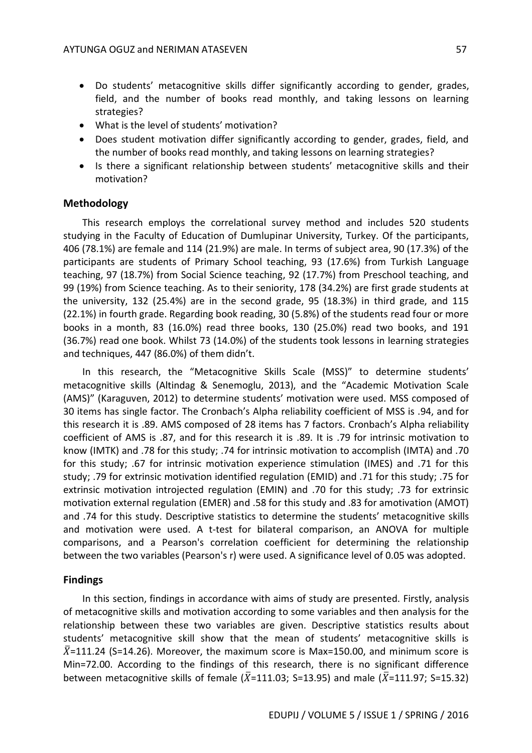- Do students' metacognitive skills differ significantly according to gender, grades, field, and the number of books read monthly, and taking lessons on learning strategies?
- What is the level of students' motivation?
- Does student motivation differ significantly according to gender, grades, field, and the number of books read monthly, and taking lessons on learning strategies?
- Is there a significant relationship between students' metacognitive skills and their motivation?

## Methodology

This research employs the correlational survey method and includes 520 students studying in the Faculty of Education of Dumlupinar University, Turkey. Of the participants, 406 (78.1%) are female and 114 (21.9%) are male. In terms of subject area, 90 (17.3%) of the participants are students of Primary School teaching, 93 (17.6%) from Turkish Language teaching, 97 (18.7%) from Social Science teaching, 92 (17.7%) from Preschool teaching, and 99 (19%) from Science teaching. As to their seniority, 178 (34.2%) are first grade students at the university, 132 (25.4%) are in the second grade, 95 (18.3%) in third grade, and 115 (22.1%) in fourth grade. Regarding book reading, 30 (5.8%) of the students read four or more books in a month, 83 (16.0%) read three books, 130 (25.0%) read two books, and 191 (36.7%) read one book. Whilst 73 (14.0%) of the students took lessons in learning strategies and techniques, 447 (86.0%) of them didn't.

In this research, the "Metacognitive Skills Scale (MSS)" to determine students' metacognitive skills (Altindag & Senemoglu, 2013), and the "Academic Motivation Scale (AMS)" (Karaguven, 2012) to determine students' motivation were used. MSS composed of 30 items has single factor. The Cronbach's Alpha reliability coefficient of MSS is .94, and for this research it is .89. AMS composed of 28 items has 7 factors. Cronbach's Alpha reliability coefficient of AMS is .87, and for this research it is .89. It is .79 for intrinsic motivation to know (IMTK) and .78 for this study; .74 for intrinsic motivation to accomplish (IMTA) and .70 for this study; .67 for intrinsic motivation experience stimulation (IMES) and .71 for this study; .79 for extrinsic motivation identified regulation (EMID) and .71 for this study; .75 for extrinsic motivation introjected regulation (EMIN) and .70 for this study; .73 for extrinsic motivation external regulation (EMER) and .58 for this study and .83 for amotivation (AMOT) and .74 for this study. Descriptive statistics to determine the students' metacognitive skills and motivation were used. A t-test for bilateral comparison, an ANOVA for multiple comparisons, and a Pearson's correlation coefficient for determining the relationship between the two variables (Pearson's r) were used. A significance level of 0.05 was adopted.

## Findings

In this section, findings in accordance with aims of study are presented. Firstly, analysis of metacognitive skills and motivation according to some variables and then analysis for the relationship between these two variables are given. Descriptive statistics results about students' metacognitive skill show that the mean of students' metacognitive skills is $\bar{X}$=111.24 (S=14.26). Moreover, the maximum score is Max=150.00, and minimum score is Min=72.00. According to the findings of this research, there is no significant difference between metacognitive skills of female ($\bar{X}$=111.03; S=13.95) and male ($\bar{X}$=111.97; S=15.32)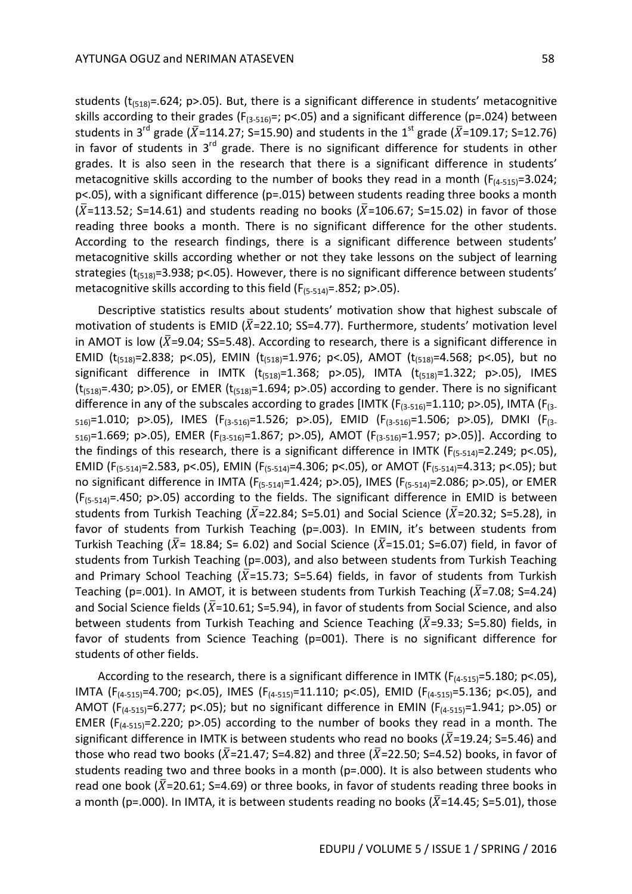students ($t_{(518)}$=.624; p>.05). But, there is a significant difference in students' metacognitive skills according to their grades ($F_{(3\text{-}516)}$=; p<.05) and a significant difference (p=.024) between students in 3rd grade ($\bar{X}$=114.27; S=15.90) and students in the 1st grade ($\bar{X}$=109.17; S=12.76) in favor of students in 3rd grade. There is no significant difference for students in other grades. It is also seen in the research that there is a significant difference in students' metacognitive skills according to the number of books they read in a month ($F_{(4\text{-}515)}$=3.024; p<.05), with a significant difference (p=.015) between students reading three books a month ($\bar{X}$=113.52; S=14.61) and students reading no books ($\bar{X}$=106.67; S=15.02) in favor of those reading three books a month. There is no significant difference for the other students. According to the research findings, there is a significant difference between students' metacognitive skills according whether or not they take lessons on the subject of learning strategies ($t_{(518)}$=3.938; p<.05). However, there is no significant difference between students' metacognitive skills according to this field ($F_{(5\text{-}514)}$=.852; p>.05).

Descriptive statistics results about students' motivation show that highest subscale of motivation of students is EMID ($\bar{X}$=22.10; SS=4.77). Furthermore, students' motivation level in AMOT is low ($\bar{X}$=9.04; SS=5.48). According to research, there is a significant difference in EMID ($t_{(518)}$=2.838; p<.05), EMIN ($t_{(518)}$=1.976; p<.05), AMOT ($t_{(518)}$=4.568; p<.05), but no significant difference in IMTK ($t_{(518)}$=1.368; p>.05), IMTA ($t_{(518)}$=1.322; p>.05), IMES ($t_{(518)}$=.430; p>.05), or EMER ($t_{(518)}$=1.694; p>.05) according to gender. There is no significant difference in any of the subscales according to grades [IMTK ($F_{(3\text{-}516)}$=1.110; p>.05), IMTA ($F_{(3\text{-}516)}$=1.010; p>.05), IMES ($F_{(3\text{-}516)}$=1.526; p>.05), EMID ($F_{(3\text{-}516)}$=1.506; p>.05), DMKI ($F_{(3\text{-}516)}$=1.669; p>.05), EMER ($F_{(3\text{-}516)}$=1.867; p>.05), AMOT ($F_{(3\text{-}516)}$=1.957; p>.05)]. According to the findings of this research, there is a significant difference in IMTK ($F_{(5\text{-}514)}$=2.249; p<.05), EMID ($F_{(5\text{-}514)}$=2.583, p<.05), EMIN ($F_{(5\text{-}514)}$=4.306; p<.05), or AMOT ($F_{(5\text{-}514)}$=4.313; p<.05); but no significant difference in IMTA ($F_{(5\text{-}514)}$=1.424; p>.05), IMES ($F_{(5\text{-}514)}$=2.086; p>.05), or EMER ($F_{(5\text{-}514)}$=.450; p>.05) according to the fields. The significant difference in EMID is between students from Turkish Teaching ($\bar{X}$=22.84; S=5.01) and Social Science ($\bar{X}$=20.32; S=5.28), in favor of students from Turkish Teaching (p=.003). In EMIN, it's between students from Turkish Teaching ($\bar{X}$= 18.84; S= 6.02) and Social Science ($\bar{X}$=15.01; S=6.07) field, in favor of students from Turkish Teaching (p=.003), and also between students from Turkish Teaching and Primary School Teaching ($\bar{X}$=15.73; S=5.64) fields, in favor of students from Turkish Teaching (p=.001). In AMOT, it is between students from Turkish Teaching ($\bar{X}$=7.08; S=4.24) and Social Science fields ($\bar{X}$=10.61; S=5.94), in favor of students from Social Science, and also between students from Turkish Teaching and Science Teaching ($\bar{X}$=9.33; S=5.80) fields, in favor of students from Science Teaching (p=001). There is no significant difference for students of other fields.

According to the research, there is a significant difference in IMTK ($F_{(4\text{-}515)}$=5.180; p<.05), IMTA ($F_{(4\text{-}515)}$=4.700; p<.05), IMES ($F_{(4\text{-}515)}$=11.110; p<.05), EMID ($F_{(4\text{-}515)}$=5.136; p<.05), and AMOT ($F_{(4\text{-}515)}$=6.277; p<.05); but no significant difference in EMIN ($F_{(4\text{-}515)}$=1.941; p>.05) or EMER ($F_{(4\text{-}515)}$=2.220; p>.05) according to the number of books they read in a month. The significant difference in IMTK is between students who read no books ($\bar{X}$=19.24; S=5.46) and those who read two books ($\bar{X}$=21.47; S=4.82) and three ($\bar{X}$=22.50; S=4.52) books, in favor of students reading two and three books in a month (p=.000). It is also between students who read one book ($\bar{X}$=20.61; S=4.69) or three books, in favor of students reading three books in a month (p=.000). In IMTA, it is between students reading no books ($\bar{X}$=14.45; S=5.01), those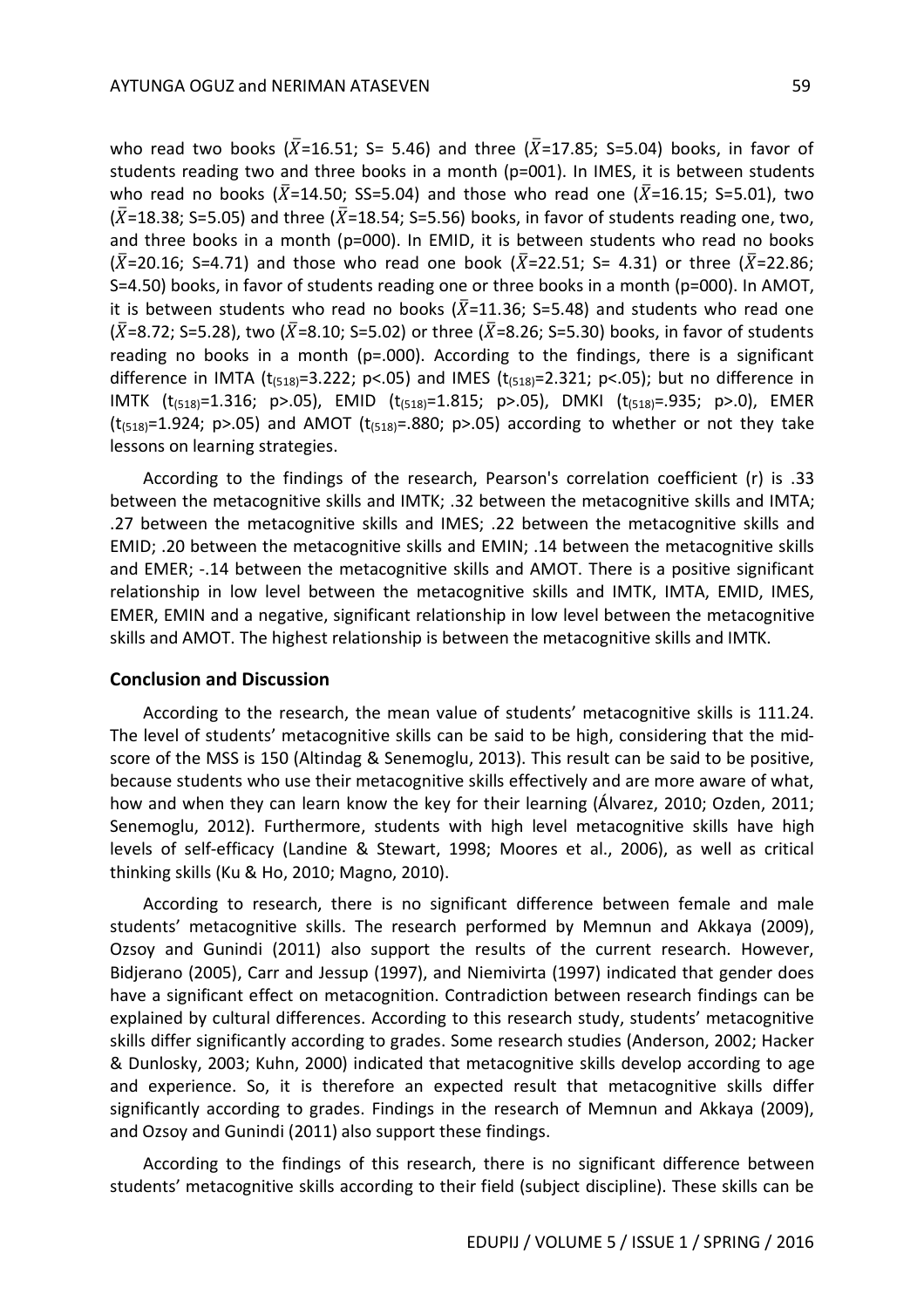who read two books ($\bar{X}$=16.51; S= 5.46) and three ($\bar{X}$=17.85; S=5.04) books, in favor of students reading two and three books in a month (p=001). In IMES, it is between students who read no books ($\bar{X}$=14.50; SS=5.04) and those who read one ($\bar{X}$=16.15; S=5.01), two ($\bar{X}$=18.38; S=5.05) and three ($\bar{X}$=18.54; S=5.56) books, in favor of students reading one, two, and three books in a month (p=000). In EMID, it is between students who read no books ($\bar{X}$=20.16; S=4.71) and those who read one book ($\bar{X}$=22.51; S= 4.31) or three ($\bar{X}$=22.86; S=4.50) books, in favor of students reading one or three books in a month (p=000). In AMOT, it is between students who read no books ($\bar{X}$=11.36; S=5.48) and students who read one ($\bar{X}$=8.72; S=5.28), two ($\bar{X}$=8.10; S=5.02) or three ($\bar{X}$=8.26; S=5.30) books, in favor of students reading no books in a month (p=.000). According to the findings, there is a significant difference in IMTA ($t_{(518)}$=3.222; p<.05) and IMES ($t_{(518)}$=2.321; p<.05); but no difference in IMTK ($t_{(518)}$=1.316; p>.05), EMID ($t_{(518)}$=1.815; p>.05), DMKI ($t_{(518)}$=.935; p>.0), EMER ($t_{(518)}$=1.924; p>.05) and AMOT ($t_{(518)}$=.880; p>.05) according to whether or not they take lessons on learning strategies.

According to the findings of the research, Pearson's correlation coefficient (r) is .33 between the metacognitive skills and IMTK; .32 between the metacognitive skills and IMTA; .27 between the metacognitive skills and IMES; .22 between the metacognitive skills and EMID; .20 between the metacognitive skills and EMIN; .14 between the metacognitive skills and EMER; -.14 between the metacognitive skills and AMOT. There is a positive significant relationship in low level between the metacognitive skills and IMTK, IMTA, EMID, IMES, EMER, EMIN and a negative, significant relationship in low level between the metacognitive skills and AMOT. The highest relationship is between the metacognitive skills and IMTK.

## Conclusion and Discussion

According to the research, the mean value of students' metacognitive skills is 111.24. The level of students' metacognitive skills can be said to be high, considering that the mid-score of the MSS is 150 (Altindag & Senemoglu, 2013). This result can be said to be positive, because students who use their metacognitive skills effectively and are more aware of what, how and when they can learn know the key for their learning (Álvarez, 2010; Ozden, 2011; Senemoglu, 2012). Furthermore, students with high level metacognitive skills have high levels of self-efficacy (Landine & Stewart, 1998; Moores et al., 2006), as well as critical thinking skills (Ku & Ho, 2010; Magno, 2010).

According to research, there is no significant difference between female and male students' metacognitive skills. The research performed by Memnun and Akkaya (2009), Ozsoy and Gunindi (2011) also support the results of the current research. However, Bidjerano (2005), Carr and Jessup (1997), and Niemivirta (1997) indicated that gender does have a significant effect on metacognition. Contradiction between research findings can be explained by cultural differences. According to this research study, students' metacognitive skills differ significantly according to grades. Some research studies (Anderson, 2002; Hacker & Dunlosky, 2003; Kuhn, 2000) indicated that metacognitive skills develop according to age and experience. So, it is therefore an expected result that metacognitive skills differ significantly according to grades. Findings in the research of Memnun and Akkaya (2009), and Ozsoy and Gunindi (2011) also support these findings.

According to the findings of this research, there is no significant difference between students' metacognitive skills according to their field (subject discipline). These skills can be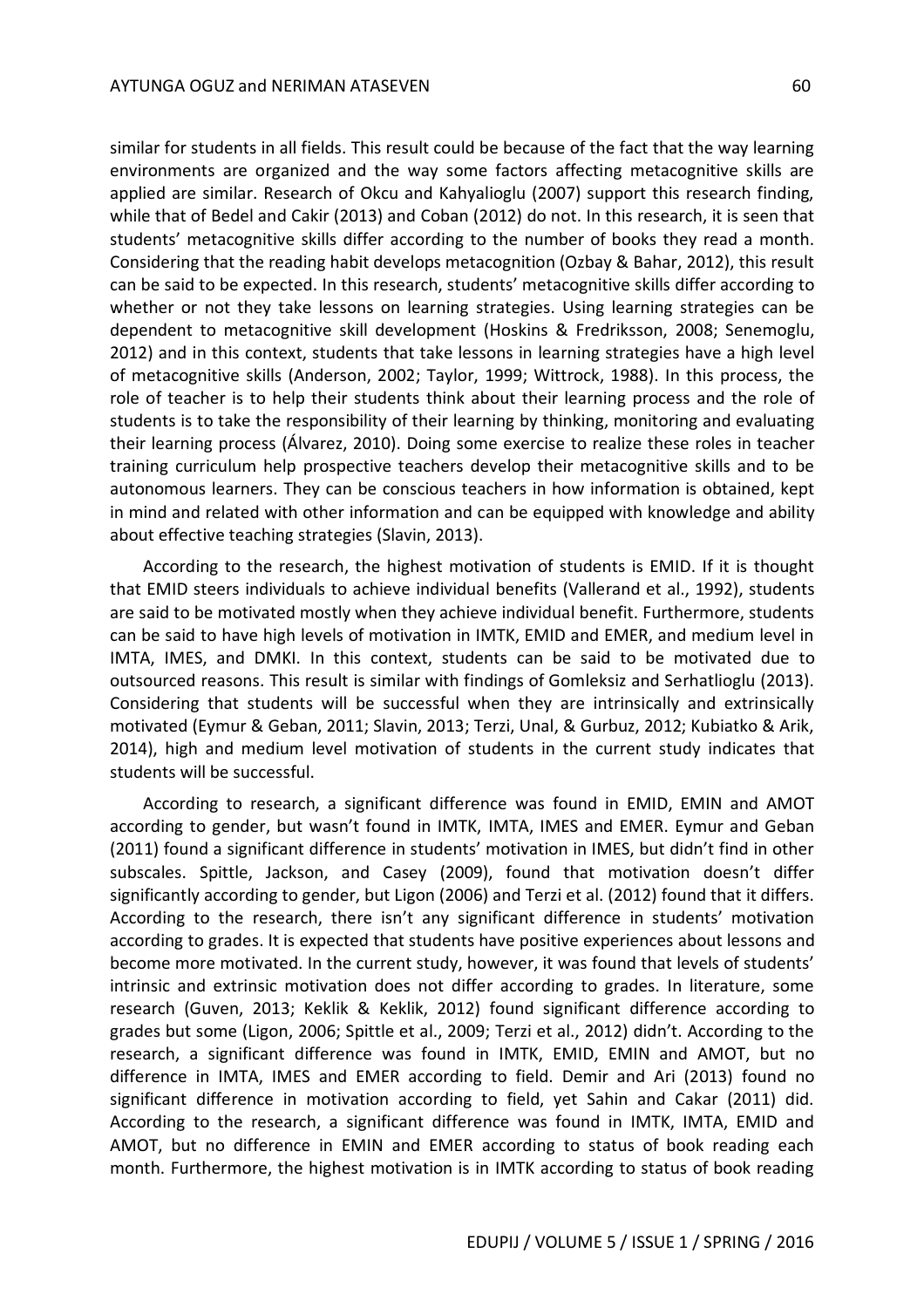similar for students in all fields. This result could be because of the fact that the way learning environments are organized and the way some factors affecting metacognitive skills are applied are similar. Research of Okcu and Kahyalioglu (2007) support this research finding, while that of Bedel and Cakir (2013) and Coban (2012) do not. In this research, it is seen that students' metacognitive skills differ according to the number of books they read a month. Considering that the reading habit develops metacognition (Ozbay & Bahar, 2012), this result can be said to be expected. In this research, students' metacognitive skills differ according to whether or not they take lessons on learning strategies. Using learning strategies can be dependent to metacognitive skill development (Hoskins & Fredriksson, 2008; Senemoglu, 2012) and in this context, students that take lessons in learning strategies have a high level of metacognitive skills (Anderson, 2002; Taylor, 1999; Wittrock, 1988). In this process, the role of teacher is to help their students think about their learning process and the role of students is to take the responsibility of their learning by thinking, monitoring and evaluating their learning process (Álvarez, 2010). Doing some exercise to realize these roles in teacher training curriculum help prospective teachers develop their metacognitive skills and to be autonomous learners. They can be conscious teachers in how information is obtained, kept in mind and related with other information and can be equipped with knowledge and ability about effective teaching strategies (Slavin, 2013).

According to the research, the highest motivation of students is EMID. If it is thought that EMID steers individuals to achieve individual benefits (Vallerand et al., 1992), students are said to be motivated mostly when they achieve individual benefit. Furthermore, students can be said to have high levels of motivation in IMTK, EMID and EMER, and medium level in IMTA, IMES, and DMKI. In this context, students can be said to be motivated due to outsourced reasons. This result is similar with findings of Gomleksiz and Serhatlioglu (2013). Considering that students will be successful when they are intrinsically and extrinsically motivated (Eymur & Geban, 2011; Slavin, 2013; Terzi, Unal, & Gurbuz, 2012; Kubiatko & Arik, 2014), high and medium level motivation of students in the current study indicates that students will be successful.

According to research, a significant difference was found in EMID, EMIN and AMOT according to gender, but wasn't found in IMTK, IMTA, IMES and EMER. Eymur and Geban (2011) found a significant difference in students' motivation in IMES, but didn't find in other subscales. Spittle, Jackson, and Casey (2009), found that motivation doesn't differ significantly according to gender, but Ligon (2006) and Terzi et al. (2012) found that it differs. According to the research, there isn't any significant difference in students' motivation according to grades. It is expected that students have positive experiences about lessons and become more motivated. In the current study, however, it was found that levels of students' intrinsic and extrinsic motivation does not differ according to grades. In literature, some research (Guven, 2013; Keklik & Keklik, 2012) found significant difference according to grades but some (Ligon, 2006; Spittle et al., 2009; Terzi et al., 2012) didn't. According to the research, a significant difference was found in IMTK, EMID, EMIN and AMOT, but no difference in IMTA, IMES and EMER according to field. Demir and Ari (2013) found no significant difference in motivation according to field, yet Sahin and Cakar (2011) did. According to the research, a significant difference was found in IMTK, IMTA, EMID and AMOT, but no difference in EMIN and EMER according to status of book reading each month. Furthermore, the highest motivation is in IMTK according to status of book reading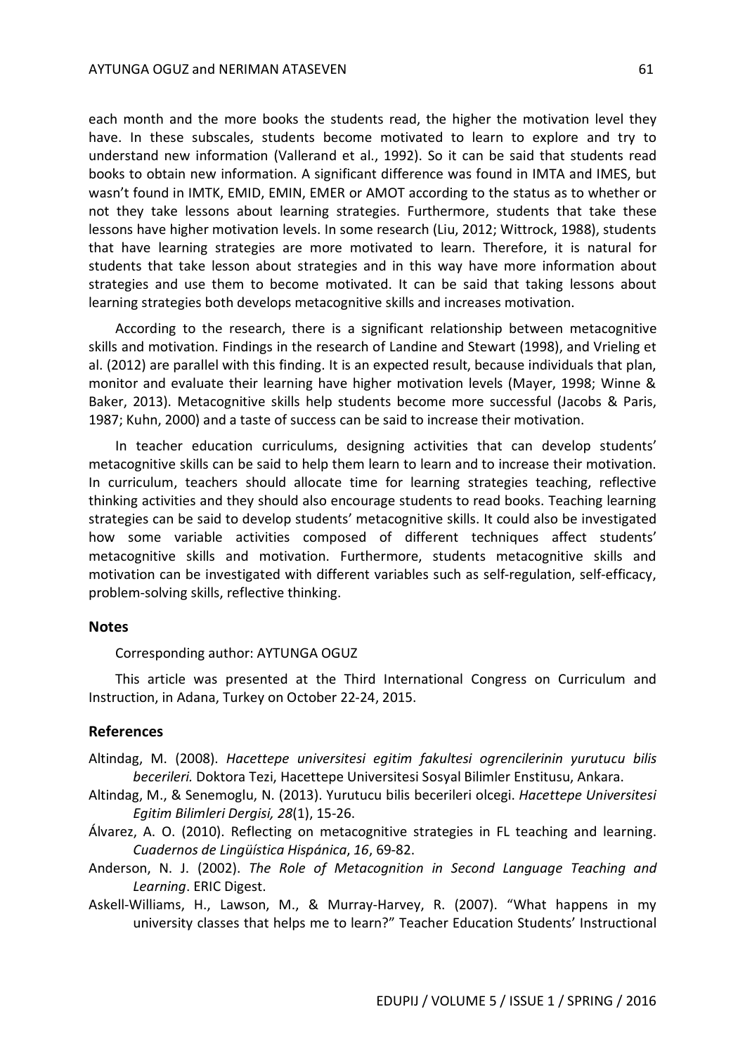each month and the more books the students read, the higher the motivation level they have. In these subscales, students become motivated to learn to explore and try to understand new information (Vallerand et al., 1992). So it can be said that students read books to obtain new information. A significant difference was found in IMTA and IMES, but wasn't found in IMTK, EMID, EMIN, EMER or AMOT according to the status as to whether or not they take lessons about learning strategies. Furthermore, students that take these lessons have higher motivation levels. In some research (Liu, 2012; Wittrock, 1988), students that have learning strategies are more motivated to learn. Therefore, it is natural for students that take lesson about strategies and in this way have more information about strategies and use them to become motivated. It can be said that taking lessons about learning strategies both develops metacognitive skills and increases motivation.

According to the research, there is a significant relationship between metacognitive skills and motivation. Findings in the research of Landine and Stewart (1998), and Vrieling et al. (2012) are parallel with this finding. It is an expected result, because individuals that plan, monitor and evaluate their learning have higher motivation levels (Mayer, 1998; Winne & Baker, 2013). Metacognitive skills help students become more successful (Jacobs & Paris, 1987; Kuhn, 2000) and a taste of success can be said to increase their motivation.

In teacher education curriculums, designing activities that can develop students' metacognitive skills can be said to help them learn to learn and to increase their motivation. In curriculum, teachers should allocate time for learning strategies teaching, reflective thinking activities and they should also encourage students to read books. Teaching learning strategies can be said to develop students' metacognitive skills. It could also be investigated how some variable activities composed of different techniques affect students' metacognitive skills and motivation. Furthermore, students metacognitive skills and motivation can be investigated with different variables such as self-regulation, self-efficacy, problem-solving skills, reflective thinking.

## Notes

Corresponding author: AYTUNGA OGUZ

This article was presented at the Third International Congress on Curriculum and Instruction, in Adana, Turkey on October 22-24, 2015.

## References

Altindag, M. (2008). *Hacettepe universitesi egitim fakultesi ogrencilerinin yurutucu bilis becerileri.* Doktora Tezi, Hacettepe Universitesi Sosyal Bilimler Enstitusu, Ankara.

Altindag, M., & Senemoglu, N. (2013). Yurutucu bilis becerileri olcegi. *Hacettepe Universitesi Egitim Bilimleri Dergisi, 28*(1), 15-26.

Álvarez, A. O. (2010). Reflecting on metacognitive strategies in FL teaching and learning. *Cuadernos de Lingüística Hispánica*, *16*, 69-82.

Anderson, N. J. (2002). *The Role of Metacognition in Second Language Teaching and Learning*. ERIC Digest.

Askell-Williams, H., Lawson, M., & Murray-Harvey, R. (2007). "What happens in my university classes that helps me to learn?" Teacher Education Students' Instructional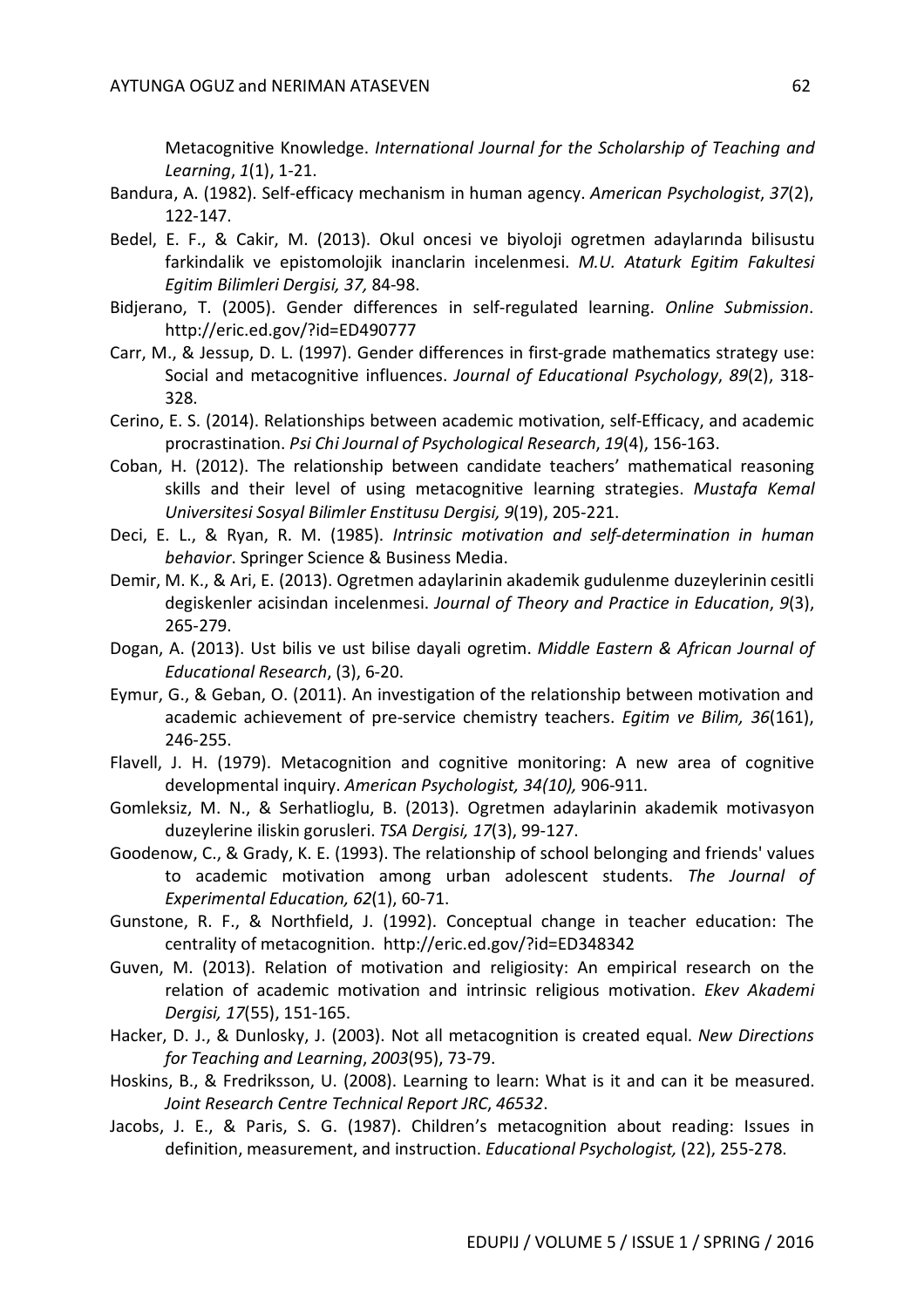Metacognitive Knowledge. *International Journal for the Scholarship of Teaching and Learning*, *1*(1), 1-21.

Bandura, A. (1982). Self-efficacy mechanism in human agency. *American Psychologist*, *37*(2), 122-147.

Bedel, E. F., & Cakir, M. (2013). Okul oncesi ve biyoloji ogretmen adaylarında bilisustu farkindalik ve epistomolojik inanclarin incelenmesi. *M.U. Ataturk Egitim Fakultesi Egitim Bilimleri Dergisi, 37,* 84-98.

Bidjerano, T. (2005). Gender differences in self-regulated learning. *Online Submission*. http://eric.ed.gov/?id=ED490777

Carr, M., & Jessup, D. L. (1997). Gender differences in first-grade mathematics strategy use: Social and metacognitive influences. *Journal of Educational Psychology*, *89*(2), 318-328.

Cerino, E. S. (2014). Relationships between academic motivation, self-Efficacy, and academic procrastination. *Psi Chi Journal of Psychological Research*, *19*(4), 156-163.

Coban, H. (2012). The relationship between candidate teachers' mathematical reasoning skills and their level of using metacognitive learning strategies. *Mustafa Kemal Universitesi Sosyal Bilimler Enstitusu Dergisi, 9*(19), 205-221.

Deci, E. L., & Ryan, R. M. (1985). *Intrinsic motivation and self-determination in human behavior*. Springer Science & Business Media.

Demir, M. K., & Ari, E. (2013). Ogretmen adaylarinin akademik gudulenme duzeylerinin cesitli degiskenler acisindan incelenmesi. *Journal of Theory and Practice in Education*, *9*(3), 265-279.

Dogan, A. (2013). Ust bilis ve ust bilise dayali ogretim. *Middle Eastern & African Journal of Educational Research*, (3), 6-20.

Eymur, G., & Geban, O. (2011). An investigation of the relationship between motivation and academic achievement of pre-service chemistry teachers. *Egitim ve Bilim, 36*(161), 246-255.

Flavell, J. H. (1979). Metacognition and cognitive monitoring: A new area of cognitive developmental inquiry. *American Psychologist, 34(10),* 906-911.

Gomleksiz, M. N., & Serhatlioglu, B. (2013). Ogretmen adaylarinin akademik motivasyon duzeylerine iliskin gorusleri. *TSA Dergisi, 17*(3), 99-127.

Goodenow, C., & Grady, K. E. (1993). The relationship of school belonging and friends' values to academic motivation among urban adolescent students. *The Journal of Experimental Education, 62*(1), 60-71.

Gunstone, R. F., & Northfield, J. (1992). Conceptual change in teacher education: The centrality of metacognition. http://eric.ed.gov/?id=ED348342

Guven, M. (2013). Relation of motivation and religiosity: An empirical research on the relation of academic motivation and intrinsic religious motivation. *Ekev Akademi Dergisi, 17*(55), 151-165.

Hacker, D. J., & Dunlosky, J. (2003). Not all metacognition is created equal. *New Directions for Teaching and Learning*, *2003*(95), 73-79.

Hoskins, B., & Fredriksson, U. (2008). Learning to learn: What is it and can it be measured. *Joint Research Centre Technical Report JRC*, *46532*.

Jacobs, J. E., & Paris, S. G. (1987). Children's metacognition about reading: Issues in definition, measurement, and instruction. *Educational Psychologist,* (22), 255-278.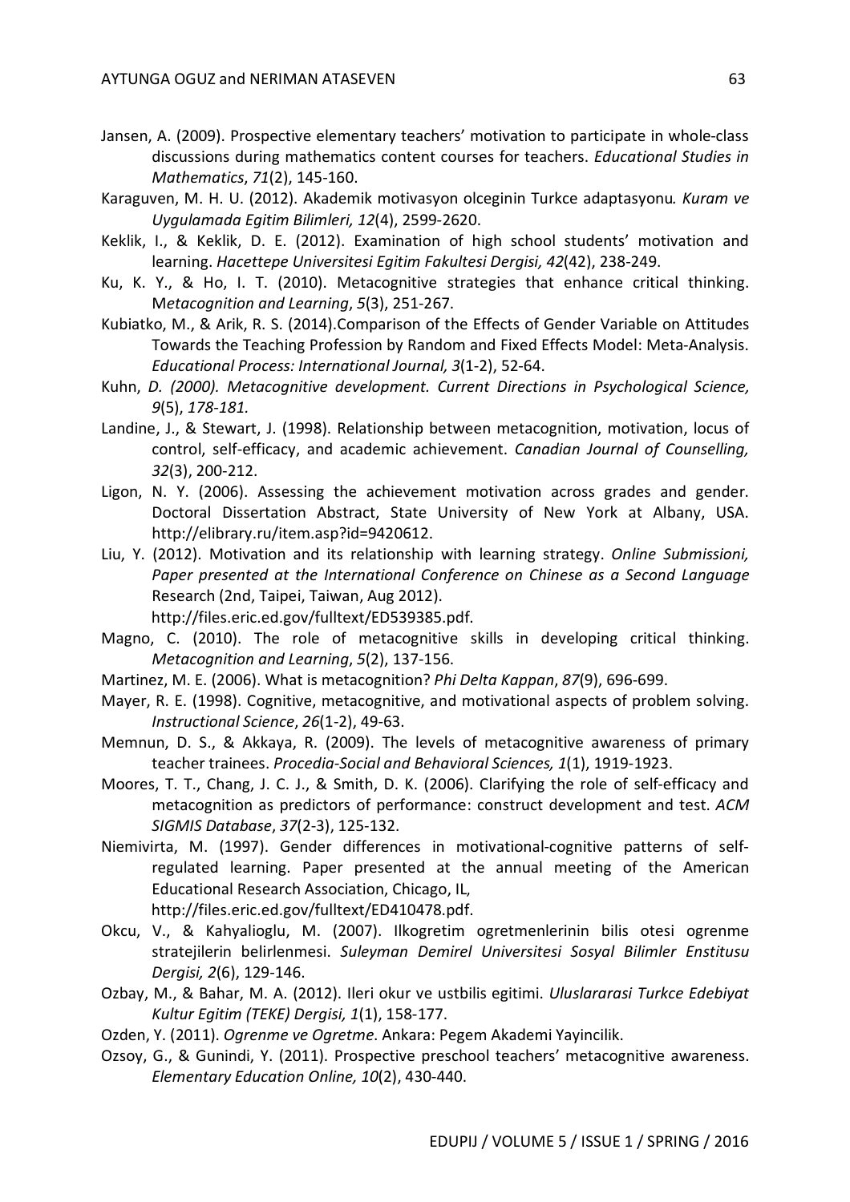Jansen, A. (2009). Prospective elementary teachers' motivation to participate in whole-class discussions during mathematics content courses for teachers. *Educational Studies in Mathematics*, *71*(2), 145-160.

Karaguven, M. H. U. (2012). Akademik motivasyon olceginin Turkce adaptasyonu*. Kuram ve Uygulamada Egitim Bilimleri, 12*(4), 2599-2620.

Keklik, I., & Keklik, D. E. (2012). Examination of high school students' motivation and learning. *Hacettepe Universitesi Egitim Fakultesi Dergisi, 42*(42), 238-249.

Ku, K. Y., & Ho, I. T. (2010). Metacognitive strategies that enhance critical thinking. M*etacognition and Learning*, *5*(3), 251-267.

Kubiatko, M., & Arik, R. S. (2014).Comparison of the Effects of Gender Variable on Attitudes Towards the Teaching Profession by Random and Fixed Effects Model: Meta-Analysis. *Educational Process: International Journal, 3*(1-2), 52-64.

Kuhn, *D. (2000). Metacognitive development. Current Directions in Psychological Science, 9*(5), *178-181.*

Landine, J., & Stewart, J. (1998). Relationship between metacognition, motivation, locus of control, self-efficacy, and academic achievement. *Canadian Journal of Counselling, 32*(3), 200-212.

Ligon, N. Y. (2006). Assessing the achievement motivation across grades and gender. Doctoral Dissertation Abstract, State University of New York at Albany, USA. http://elibrary.ru/item.asp?id=9420612.

Liu, Y. (2012). Motivation and its relationship with learning strategy. *Online Submissioni, Paper presented at the International Conference on Chinese as a Second Language* Research (2nd, Taipei, Taiwan, Aug 2012). http://files.eric.ed.gov/fulltext/ED539385.pdf.

Magno, C. (2010). The role of metacognitive skills in developing critical thinking. *Metacognition and Learning*, *5*(2), 137-156.

Martinez, M. E. (2006). What is metacognition? *Phi Delta Kappan*, *87*(9), 696-699.

Mayer, R. E. (1998). Cognitive, metacognitive, and motivational aspects of problem solving. *Instructional Science*, *26*(1-2), 49-63.

Memnun, D. S., & Akkaya, R. (2009). The levels of metacognitive awareness of primary teacher trainees. *Procedia-Social and Behavioral Sciences, 1*(1), 1919-1923.

Moores, T. T., Chang, J. C. J., & Smith, D. K. (2006). Clarifying the role of self-efficacy and metacognition as predictors of performance: construct development and test. *ACM SIGMIS Database*, *37*(2-3), 125-132.

Niemivirta, M. (1997). Gender differences in motivational-cognitive patterns of self-regulated learning. Paper presented at the annual meeting of the American Educational Research Association, Chicago, IL, http://files.eric.ed.gov/fulltext/ED410478.pdf.

Okcu, V., & Kahyalioglu, M. (2007). Ilkogretim ogretmenlerinin bilis otesi ogrenme stratejilerin belirlenmesi. *Suleyman Demirel Universitesi Sosyal Bilimler Enstitusu Dergisi, 2*(6), 129-146.

Ozbay, M., & Bahar, M. A. (2012). Ileri okur ve ustbilis egitimi. *Uluslararasi Turkce Edebiyat Kultur Egitim (TEKE) Dergisi, 1*(1), 158-177.

Ozden, Y. (2011). *Ogrenme ve Ogretme*. Ankara: Pegem Akademi Yayincilik.

Ozsoy, G., & Gunindi, Y. (2011). Prospective preschool teachers' metacognitive awareness. *Elementary Education Online, 10*(2), 430-440.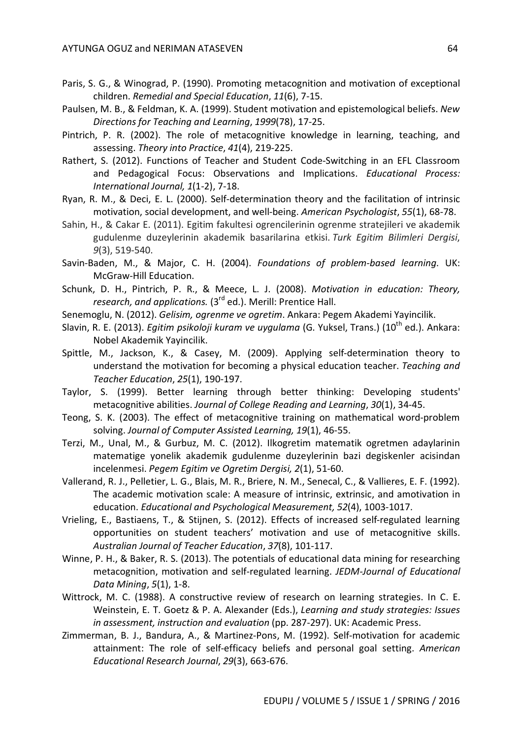Paris, S. G., & Winograd, P. (1990). Promoting metacognition and motivation of exceptional children. *Remedial and Special Education*, *11*(6), 7-15.

Paulsen, M. B., & Feldman, K. A. (1999). Student motivation and epistemological beliefs. *New Directions for Teaching and Learning*, *1999*(78), 17-25.

Pintrich, P. R. (2002). The role of metacognitive knowledge in learning, teaching, and assessing. *Theory into Practice*, *41*(4), 219-225.

Rathert, S. (2012). Functions of Teacher and Student Code-Switching in an EFL Classroom and Pedagogical Focus: Observations and Implications. *Educational Process: International Journal, 1*(1-2), 7-18.

Ryan, R. M., & Deci, E. L. (2000). Self-determination theory and the facilitation of intrinsic motivation, social development, and well-being. *American Psychologist*, *55*(1), 68-78.

Sahin, H., & Cakar E. (2011). Egitim fakultesi ogrencilerinin ogrenme stratejileri ve akademik gudulenme duzeylerinin akademik basarilarina etkisi. *Turk Egitim Bilimleri Dergisi*, *9*(3), 519-540.

Savin-Baden, M., & Major, C. H. (2004). *Foundations of problem-based learning*. UK: McGraw-Hill Education.

Schunk, D. H., Pintrich, P. R., & Meece, L. J. (2008). *Motivation in education: Theory, research, and applications.* (3rd ed.). Merill: Prentice Hall.

Senemoglu, N. (2012). *Gelisim, ogrenme ve ogretim*. Ankara: Pegem Akademi Yayincilik.

Slavin, R. E. (2013). *Egitim psikoloji kuram ve uygulama* (G. Yuksel, Trans.) (10th ed.). Ankara: Nobel Akademik Yayincilik.

Spittle, M., Jackson, K., & Casey, M. (2009). Applying self-determination theory to understand the motivation for becoming a physical education teacher. *Teaching and Teacher Education*, *25*(1), 190-197.

Taylor, S. (1999). Better learning through better thinking: Developing students' metacognitive abilities. *Journal of College Reading and Learning*, *30*(1), 34-45.

Teong, S. K. (2003). The effect of metacognitive training on mathematical word-problem solving. *Journal of Computer Assisted Learning, 19*(1), 46-55.

Terzi, M., Unal, M., & Gurbuz, M. C. (2012). Ilkogretim matematik ogretmen adaylarinin matematige yonelik akademik gudulenme duzeylerinin bazi degiskenler acisindan incelenmesi. *Pegem Egitim ve Ogretim Dergisi, 2*(1), 51-60.

Vallerand, R. J., Pelletier, L. G., Blais, M. R., Briere, N. M., Senecal, C., & Vallieres, E. F. (1992). The academic motivation scale: A measure of intrinsic, extrinsic, and amotivation in education. *Educational and Psychological Measurement, 52*(4), 1003-1017.

Vrieling, E., Bastiaens, T., & Stijnen, S. (2012). Effects of increased self-regulated learning opportunities on student teachers' motivation and use of metacognitive skills. *Australian Journal of Teacher Education*, *37*(8), 101-117.

Winne, P. H., & Baker, R. S. (2013). The potentials of educational data mining for researching metacognition, motivation and self-regulated learning. *JEDM-Journal of Educational Data Mining*, *5*(1), 1-8.

Wittrock, M. C. (1988). A constructive review of research on learning strategies. In C. E. Weinstein, E. T. Goetz & P. A. Alexander (Eds.), *Learning and study strategies: Issues in assessment, instruction and evaluation* (pp. 287-297). UK: Academic Press.

Zimmerman, B. J., Bandura, A., & Martinez-Pons, M. (1992). Self-motivation for academic attainment: The role of self-efficacy beliefs and personal goal setting. *American Educational Research Journal*, *29*(3), 663-676.